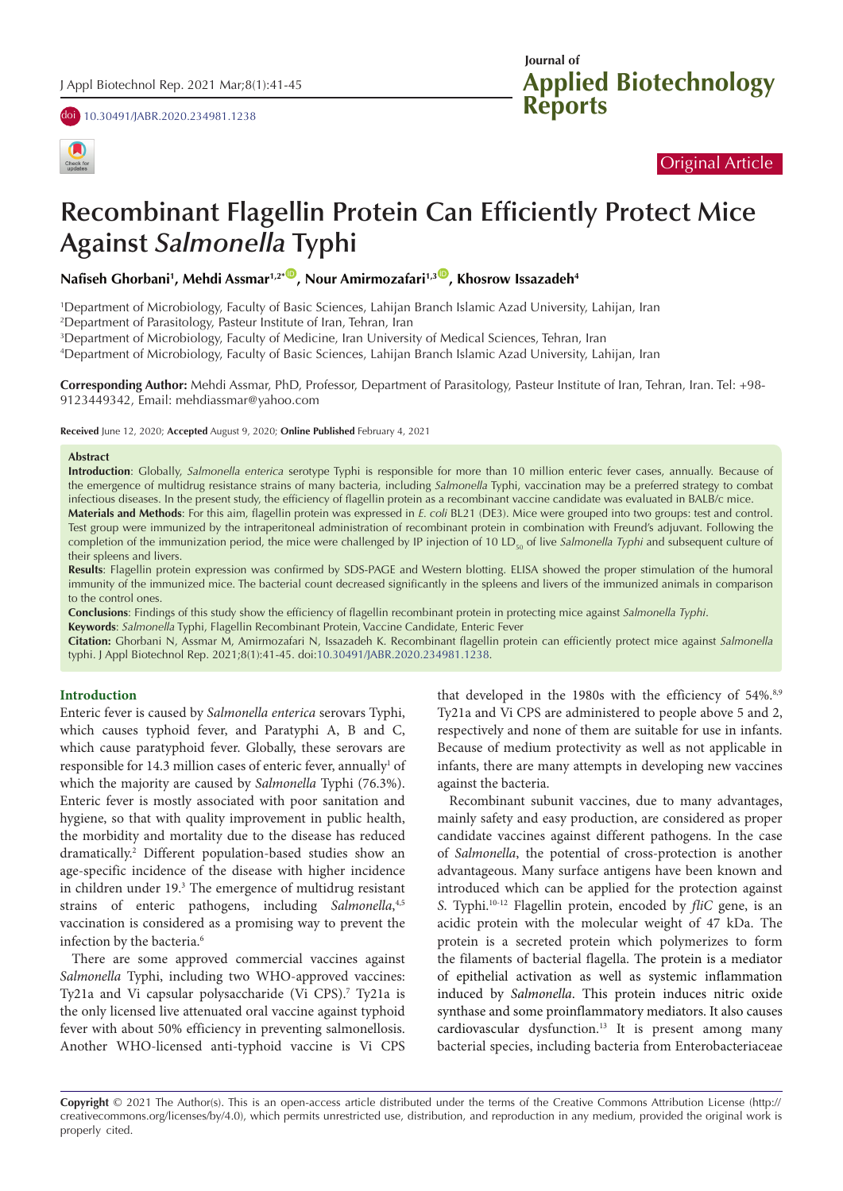Original Article

# Recombinant Flagellin Protein Can Efficiently Protect Mice Against *Salmonella* Typhi

**Nafiseh Ghorbani[1], Mehdi Assmar[1,2*], Nour Amirmozafari[1,3], Khosrow Issazadeh[4]**

[1]Department of Microbiology, Faculty of Basic Sciences, Lahijan Branch Islamic Azad University, Lahijan, Iran
[2]Department of Parasitology, Pasteur Institute of Iran, Tehran, Iran
[3]Department of Microbiology, Faculty of Medicine, Iran University of Medical Sciences, Tehran, Iran
[4]Department of Microbiology, Faculty of Basic Sciences, Lahijan Branch Islamic Azad University, Lahijan, Iran

**Corresponding Author:** Mehdi Assmar, PhD, Professor, Department of Parasitology, Pasteur Institute of Iran, Tehran, Iran. Tel: +98-9123449342, Email: mehdiassmar@yahoo.com

**Received** June 12, 2020; **Accepted** August 9, 2020; **Online Published** February 4, 2021

**Abstract**

**Introduction**: Globally, *Salmonella enterica* serotype Typhi is responsible for more than 10 million enteric fever cases, annually. Because of the emergence of multidrug resistance strains of many bacteria, including *Salmonella* Typhi, vaccination may be a preferred strategy to combat infectious diseases. In the present study, the efficiency of flagellin protein as a recombinant vaccine candidate was evaluated in BALB/c mice.

**Materials and Methods**: For this aim, flagellin protein was expressed in *E. coli* BL21 (DE3). Mice were grouped into two groups: test and control. Test group were immunized by the intraperitoneal administration of recombinant protein in combination with Freund's adjuvant. Following the completion of the immunization period, the mice were challenged by IP injection of 10 $LD_{50}$ of live *Salmonella Typhi* and subsequent culture of their spleens and livers.

**Results**: Flagellin protein expression was confirmed by SDS-PAGE and Western blotting. ELISA showed the proper stimulation of the humoral immunity of the immunized mice. The bacterial count decreased significantly in the spleens and livers of the immunized animals in comparison to the control ones.

**Conclusions**: Findings of this study show the efficiency of flagellin recombinant protein in protecting mice against *Salmonella Typhi*.

**Keywords**: *Salmonella* Typhi, Flagellin Recombinant Protein, Vaccine Candidate, Enteric Fever

**Citation:** Ghorbani N, Assmar M, Amirmozafari N, Issazadeh K. Recombinant flagellin protein can efficiently protect mice against *Salmonella* typhi. J Appl Biotechnol Rep. 2021;8(1):41-45. doi:10.30491/JABR.2020.234981.1238.

## Introduction

Enteric fever is caused by *Salmonella enterica* serovars Typhi, which causes typhoid fever, and Paratyphi A, B and C, which cause paratyphoid fever. Globally, these serovars are responsible for 14.3 million cases of enteric fever, annually[1] of which the majority are caused by *Salmonella* Typhi (76.3%). Enteric fever is mostly associated with poor sanitation and hygiene, so that with quality improvement in public health, the morbidity and mortality due to the disease has reduced dramatically.[2] Different population-based studies show an age-specific incidence of the disease with higher incidence in children under 19.[3] The emergence of multidrug resistant strains of enteric pathogens, including *Salmonella*,[4,5] vaccination is considered as a promising way to prevent the infection by the bacteria.[6]

There are some approved commercial vaccines against *Salmonella* Typhi, including two WHO-approved vaccines: Ty21a and Vi capsular polysaccharide (Vi CPS).[7] Ty21a is the only licensed live attenuated oral vaccine against typhoid fever with about 50% efficiency in preventing salmonellosis. Another WHO-licensed anti-typhoid vaccine is Vi CPS that developed in the 1980s with the efficiency of 54%.[8,9] Ty21a and Vi CPS are administered to people above 5 and 2, respectively and none of them are suitable for use in infants. Because of medium protectivity as well as not applicable in infants, there are many attempts in developing new vaccines against the bacteria.

Recombinant subunit vaccines, due to many advantages, mainly safety and easy production, are considered as proper candidate vaccines against different pathogens. In the case of *Salmonella*, the potential of cross-protection is another advantageous. Many surface antigens have been known and introduced which can be applied for the protection against *S.* Typhi.[10-12] Flagellin protein, encoded by *fliC* gene, is an acidic protein with the molecular weight of 47 kDa. The protein is a secreted protein which polymerizes to form the filaments of bacterial flagella. The protein is a mediator of epithelial activation as well as systemic inflammation induced by *Salmonella*. This protein induces nitric oxide synthase and some proinflammatory mediators. It also causes cardiovascular dysfunction.[13] It is present among many bacterial species, including bacteria from Enterobacteriaceae

**Copyright** © 2021 The Author(s). This is an open-access article distributed under the terms of the Creative Commons Attribution License (http://creativecommons.org/licenses/by/4.0), which permits unrestricted use, distribution, and reproduction in any medium, provided the original work is properly cited.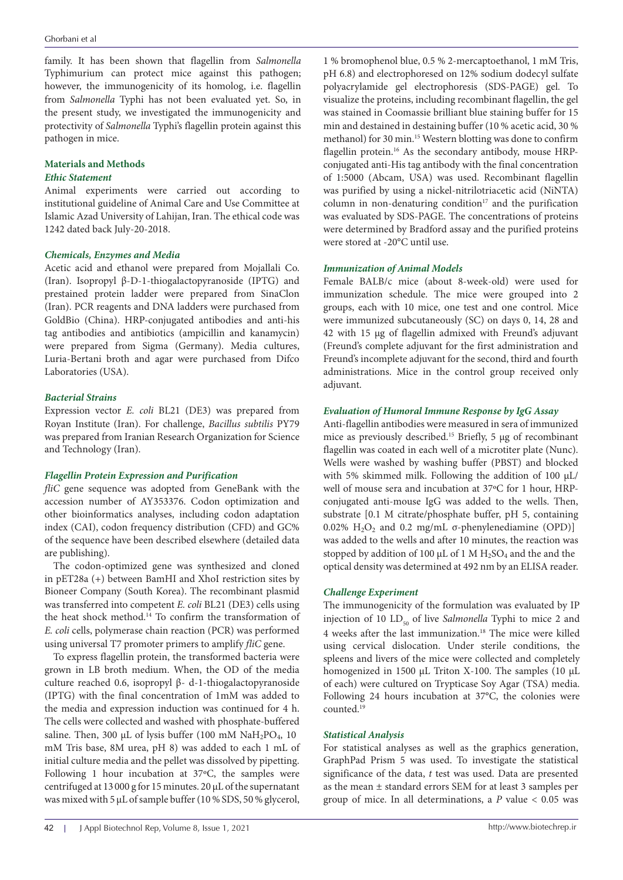family. It has been shown that flagellin from *Salmonella* Typhimurium can protect mice against this pathogen; however, the immunogenicity of its homolog, i.e. flagellin from *Salmonella* Typhi has not been evaluated yet. So, in the present study, we investigated the immunogenicity and protectivity of *Salmonella* Typhi's flagellin protein against this pathogen in mice.

## Materials and Methods

### *Ethic Statement*

Animal experiments were carried out according to institutional guideline of Animal Care and Use Committee at Islamic Azad University of Lahijan, Iran. The ethical code was 1242 dated back July-20-2018.

### *Chemicals, Enzymes and Media*

Acetic acid and ethanol were prepared from Mojallali Co. (Iran). Isopropyl β-D-1-thiogalactopyranoside (IPTG) and prestained protein ladder were prepared from SinaClon (Iran). PCR reagents and DNA ladders were purchased from GoldBio (China). HRP-conjugated antibodies and anti-his tag antibodies and antibiotics (ampicillin and kanamycin) were prepared from Sigma (Germany). Media cultures, Luria-Bertani broth and agar were purchased from Difco Laboratories (USA).

### *Bacterial Strains*

Expression vector *E. coli* BL21 (DE3) was prepared from Royan Institute (Iran). For challenge, *Bacillus subtilis* PY79 was prepared from Iranian Research Organization for Science and Technology (Iran).

### *Flagellin Protein Expression and Purification*

*fliC* gene sequence was adopted from GeneBank with the accession number of AY353376. Codon optimization and other bioinformatics analyses, including codon adaptation index (CAI), codon frequency distribution (CFD) and GC% of the sequence have been described elsewhere (detailed data are publishing).

The codon-optimized gene was synthesized and cloned in pET28a (+) between BamHI and XhoI restriction sites by Bioneer Company (South Korea). The recombinant plasmid was transferred into competent *E. coli* BL21 (DE3) cells using the heat shock method.[14] To confirm the transformation of *E. coli* cells, polymerase chain reaction (PCR) was performed using universal T7 promoter primers to amplify *fliC* gene.

To express flagellin protein, the transformed bacteria were grown in LB broth medium. When, the OD of the media culture reached 0.6, isopropyl β- d-1-thiogalactopyranoside (IPTG) with the final concentration of 1mM was added to the media and expression induction was continued for 4 h. The cells were collected and washed with phosphate-buffered saline. Then, 300 µL of lysis buffer (100 mM $NaH_2PO_4$, 10 mM Tris base, 8M urea, pH 8) was added to each 1 mL of initial culture media and the pellet was dissolved by pipetting. Following 1 hour incubation at 37ºC, the samples were centrifuged at 13 000 g for 15 minutes. 20 µL of the supernatant was mixed with 5 µL of sample buffer (10 % SDS, 50 % glycerol, 1 % bromophenol blue, 0.5 % 2-mercaptoethanol, 1 mM Tris, pH 6.8) and electrophoresed on 12% sodium dodecyl sulfate polyacrylamide gel electrophoresis (SDS-PAGE) gel. To visualize the proteins, including recombinant flagellin, the gel was stained in Coomassie brilliant blue staining buffer for 15 min and destained in destaining buffer (10 % acetic acid, 30 % methanol) for 30 min.[15] Western blotting was done to confirm flagellin protein.[16] As the secondary antibody, mouse HRP-conjugated anti-His tag antibody with the final concentration of 1:5000 (Abcam, USA) was used. Recombinant flagellin was purified by using a nickel-nitrilotriacetic acid (NiNTA) column in non-denaturing condition[17] and the purification was evaluated by SDS-PAGE. The concentrations of proteins were determined by Bradford assay and the purified proteins were stored at -20°C until use.

### *Immunization of Animal Models*

Female BALB/c mice (about 8-week-old) were used for immunization schedule. The mice were grouped into 2 groups, each with 10 mice, one test and one control. Mice were immunized subcutaneously (SC) on days 0, 14, 28 and 42 with 15 µg of flagellin admixed with Freund's adjuvant (Freund's complete adjuvant for the first administration and Freund's incomplete adjuvant for the second, third and fourth administrations. Mice in the control group received only adjuvant.

### *Evaluation of Humoral Immune Response by IgG Assay*

Anti-flagellin antibodies were measured in sera of immunized mice as previously described.[15] Briefly, 5 µg of recombinant flagellin was coated in each well of a microtiter plate (Nunc). Wells were washed by washing buffer (PBST) and blocked with 5% skimmed milk. Following the addition of 100 µL/well of mouse sera and incubation at 37ºC for 1 hour, HRP-conjugated anti-mouse IgG was added to the wells. Then, substrate [0.1 M citrate/phosphate buffer, pH 5, containing 0.02% $H_2O_2$ and 0.2 mg/mL σ-phenylenediamine (OPD)] was added to the wells and after 10 minutes, the reaction was stopped by addition of 100 µL of 1 M $H_2SO_4$ and the and the optical density was determined at 492 nm by an ELISA reader.

### *Challenge Experiment*

The immunogenicity of the formulation was evaluated by IP injection of 10 $LD_{50}$ of live *Salmonella* Typhi to mice 2 and 4 weeks after the last immunization.[18] The mice were killed using cervical dislocation. Under sterile conditions, the spleens and livers of the mice were collected and completely homogenized in 1500 µL Triton X-100. The samples (10 µL of each) were cultured on Trypticase Soy Agar (TSA) media. Following 24 hours incubation at 37°C, the colonies were counted.[19]

### *Statistical Analysis*

For statistical analyses as well as the graphics generation, GraphPad Prism 5 was used. To investigate the statistical significance of the data, *t* test was used. Data are presented as the mean ± standard errors SEM for at least 3 samples per group of mice. In all determinations, a $P$ value $< 0.05$ was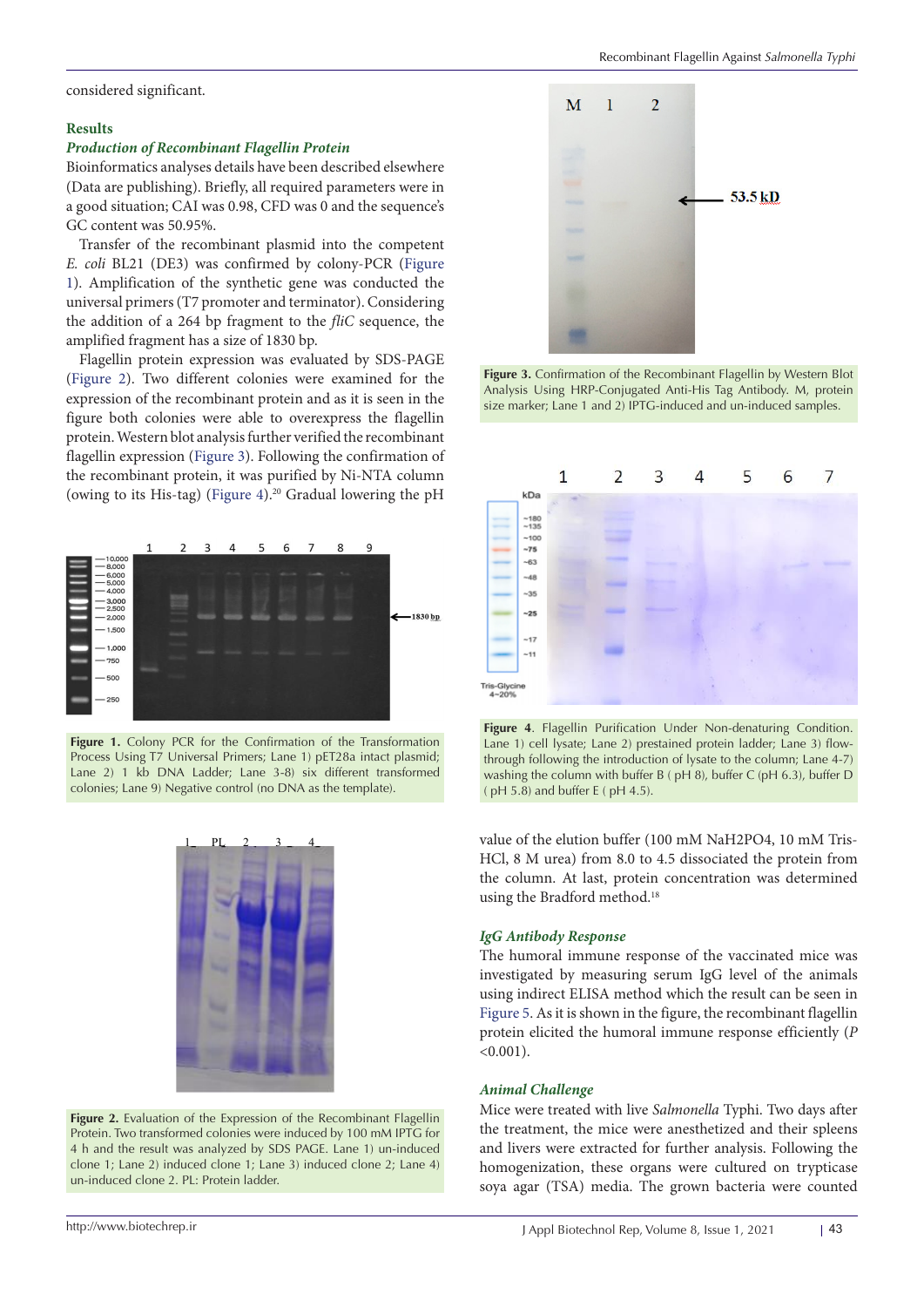considered significant.

## Results

### *Production of Recombinant Flagellin Protein*

Bioinformatics analyses details have been described elsewhere (Data are publishing). Briefly, all required parameters were in a good situation; CAI was 0.98, CFD was 0 and the sequence's GC content was 50.95%.

Transfer of the recombinant plasmid into the competent *E. coli* BL21 (DE3) was confirmed by colony-PCR (Figure 1). Amplification of the synthetic gene was conducted the universal primers (T7 promoter and terminator). Considering the addition of a 264 bp fragment to the *fliC* sequence, the amplified fragment has a size of 1830 bp.

Flagellin protein expression was evaluated by SDS-PAGE (Figure 2). Two different colonies were examined for the expression of the recombinant protein and as it is seen in the figure both colonies were able to overexpress the flagellin protein. Western blot analysis further verified the recombinant flagellin expression (Figure 3). Following the confirmation of the recombinant protein, it was purified by Ni-NTA column (owing to its His-tag) (Figure 4).[20] Gradual lowering the pH value of the elution buffer (100 mM NaH2PO4, 10 mM Tris-HCl, 8 M urea) from 8.0 to 4.5 dissociated the protein from the column. At last, protein concentration was determined using the Bradford method.[18]

**Figure 1.** Colony PCR for the Confirmation of the Transformation Process Using T7 Universal Primers; Lane 1) pET28a intact plasmid; Lane 2) 1 kb DNA Ladder; Lane 3-8) six different transformed colonies; Lane 9) Negative control (no DNA as the template).

**Figure 2.** Evaluation of the Expression of the Recombinant Flagellin Protein. Two transformed colonies were induced by 100 mM IPTG for 4 h and the result was analyzed by SDS PAGE. Lane 1) un-induced clone 1; Lane 2) induced clone 1; Lane 3) induced clone 2; Lane 4) un-induced clone 2. PL: Protein ladder.

**Figure 3.** Confirmation of the Recombinant Flagellin by Western Blot Analysis Using HRP-Conjugated Anti-His Tag Antibody. M, protein size marker; Lane 1 and 2) IPTG-induced and un-induced samples.

**Figure 4**. Flagellin Purification Under Non-denaturing Condition. Lane 1) cell lysate; Lane 2) prestained protein ladder; Lane 3) flow-through following the introduction of lysate to the column; Lane 4-7) washing the column with buffer B ( pH 8), buffer C (pH 6.3), buffer D ( pH 5.8) and buffer E ( pH 4.5).

### *IgG Antibody Response*

The humoral immune response of the vaccinated mice was investigated by measuring serum IgG level of the animals using indirect ELISA method which the result can be seen in Figure 5. As it is shown in the figure, the recombinant flagellin protein elicited the humoral immune response efficiently ($P$ <0.001).

### *Animal Challenge*

Mice were treated with live *Salmonella* Typhi. Two days after the treatment, the mice were anesthetized and their spleens and livers were extracted for further analysis. Following the homogenization, these organs were cultured on trypticase soya agar (TSA) media. The grown bacteria were counted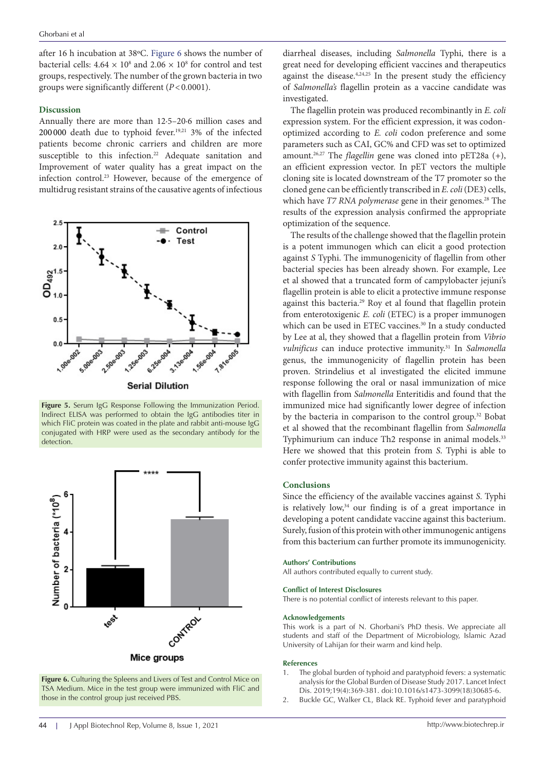after 16 h incubation at 38ºC. Figure 6 shows the number of bacterial cells: $4.64 \times 10^8$ and $2.06 \times 10^8$ for control and test groups, respectively. The number of the grown bacteria in two groups were significantly different ($P<0.0001$).

## Discussion

Annually there are more than 12·5–20·6 million cases and 200 000 death due to typhoid fever.[19,21] 3% of the infected patients become chronic carriers and children are more susceptible to this infection.[22] Adequate sanitation and Improvement of water quality has a great impact on the infection control.[23] However, because of the emergence of multidrug resistant strains of the causative agents of infectious diarrheal diseases, including *Salmonella* Typhi, there is a great need for developing efficient vaccines and therapeutics against the disease.[4,24,25] In the present study the efficiency of *Salmonella's* flagellin protein as a vaccine candidate was investigated.

The flagellin protein was produced recombinantly in *E. coli* expression system. For the efficient expression, it was codon-optimized according to *E. coli* codon preference and some parameters such as CAI, GC% and CFD was set to optimized amount.[26,27] The *flagellin* gene was cloned into pET28a (+), an efficient expression vector. In pET vectors the multiple cloning site is located downstream of the T7 promoter so the cloned gene can be efficiently transcribed in *E. coli* (DE3) cells, which have *T7 RNA polymerase* gene in their genomes.[28] The results of the expression analysis confirmed the appropriate optimization of the sequence.

The results of the challenge showed that the flagellin protein is a potent immunogen which can elicit a good protection against *S* Typhi. The immunogenicity of flagellin from other bacterial species has been already shown. For example, Lee et al showed that a truncated form of campylobacter jejuni's flagellin protein is able to elicit a protective immune response against this bacteria.[29] Roy et al found that flagellin protein from enterotoxigenic *E. coli* (ETEC) is a proper immunogen which can be used in ETEC vaccines.[30] In a study conducted by Lee at al, they showed that a flagellin protein from *Vibrio vulnificus* can induce protective immunity.[31] In *Salmonella* genus, the immunogenicity of flagellin protein has been proven. Strindelius et al investigated the elicited immune response following the oral or nasal immunization of mice with flagellin from *Salmonella* Enteritidis and found that the immunized mice had significantly lower degree of infection by the bacteria in comparison to the control group.[32] Bobat et al showed that the recombinant flagellin from *Salmonella* Typhimurium can induce Th2 response in animal models.[33] Here we showed that this protein from *S*. Typhi is able to confer protective immunity against this bacterium.

**Figure 5.** Serum IgG Response Following the Immunization Period. Indirect ELISA was performed to obtain the IgG antibodies titer in which FliC protein was coated in the plate and rabbit anti-mouse IgG conjugated with HRP were used as the secondary antibody for the detection.

**Figure 6.** Culturing the Spleens and Livers of Test and Control Mice on TSA Medium. Mice in the test group were immunized with FliC and those in the control group just received PBS.

## Conclusions

Since the efficiency of the available vaccines against *S*. Typhi is relatively low,[34] our finding is of a great importance in developing a potent candidate vaccine against this bacterium. Surely, fusion of this protein with other immunogenic antigens from this bacterium can further promote its immunogenicity.

#### Authors' Contributions

All authors contributed equally to current study.

#### Conflict of Interest Disclosures

There is no potential conflict of interests relevant to this paper.

#### Acknowledgements

This work is a part of N. Ghorbani's PhD thesis. We appreciate all students and staff of the Department of Microbiology, Islamic Azad University of Lahijan for their warm and kind help.

#### References

1. The global burden of typhoid and paratyphoid fevers: a systematic analysis for the Global Burden of Disease Study 2017. Lancet Infect Dis. 2019;19(4):369-381. doi:10.1016/s1473-3099(18)30685-6.
2. Buckle GC, Walker CL, Black RE. Typhoid fever and paratyphoid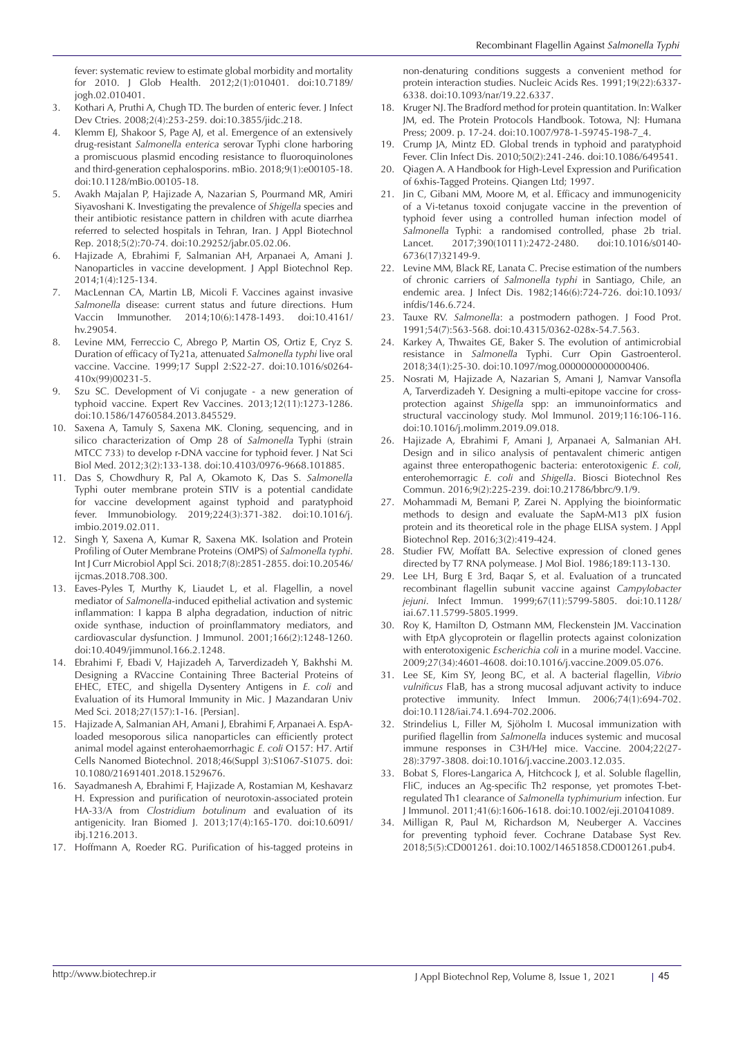fever: systematic review to estimate global morbidity and mortality for 2010. J Glob Health. 2012;2(1):010401. doi:10.7189/jogh.02.010401.

3. Kothari A, Pruthi A, Chugh TD. The burden of enteric fever. J Infect Dev Ctries. 2008;2(4):253-259. doi:10.3855/jidc.218.
4. Klemm EJ, Shakoor S, Page AJ, et al. Emergence of an extensively drug-resistant *Salmonella enterica* serovar Typhi clone harboring a promiscuous plasmid encoding resistance to fluoroquinolones and third-generation cephalosporins. mBio. 2018;9(1):e00105-18. doi:10.1128/mBio.00105-18.
5. Avakh Majalan P, Hajizade A, Nazarian S, Pourmand MR, Amiri Siyavoshani K. Investigating the prevalence of *Shigella* species and their antibiotic resistance pattern in children with acute diarrhea referred to selected hospitals in Tehran, Iran. J Appl Biotechnol Rep. 2018;5(2):70-74. doi:10.29252/jabr.05.02.06.
6. Hajizade A, Ebrahimi F, Salmanian AH, Arpanaei A, Amani J. Nanoparticles in vaccine development. J Appl Biotechnol Rep. 2014;1(4):125-134.
7. MacLennan CA, Martin LB, Micoli F. Vaccines against invasive *Salmonella* disease: current status and future directions. Hum Vaccin Immunother. 2014;10(6):1478-1493. doi:10.4161/hv.29054.
8. Levine MM, Ferreccio C, Abrego P, Martin OS, Ortiz E, Cryz S. Duration of efficacy of Ty21a, attenuated *Salmonella typhi* live oral vaccine. Vaccine. 1999;17 Suppl 2:S22-27. doi:10.1016/s0264-410x(99)00231-5.
9. Szu SC. Development of Vi conjugate - a new generation of typhoid vaccine. Expert Rev Vaccines. 2013;12(11):1273-1286. doi:10.1586/14760584.2013.845529.
10. Saxena A, Tamuly S, Saxena MK. Cloning, sequencing, and in silico characterization of Omp 28 of *Salmonella* Typhi (strain MTCC 733) to develop r-DNA vaccine for typhoid fever. J Nat Sci Biol Med. 2012;3(2):133-138. doi:10.4103/0976-9668.101885.
11. Das S, Chowdhury R, Pal A, Okamoto K, Das S. *Salmonella* Typhi outer membrane protein STIV is a potential candidate for vaccine development against typhoid and paratyphoid fever. Immunobiology. 2019;224(3):371-382. doi:10.1016/j.imbio.2019.02.011.
12. Singh Y, Saxena A, Kumar R, Saxena MK. Isolation and Protein Profiling of Outer Membrane Proteins (OMPS) of *Salmonella typhi*. Int J Curr Microbiol Appl Sci. 2018;7(8):2851-2855. doi:10.20546/ijcmas.2018.708.300.
13. Eaves-Pyles T, Murthy K, Liaudet L, et al. Flagellin, a novel mediator of *Salmonella*-induced epithelial activation and systemic inflammation: I kappa B alpha degradation, induction of nitric oxide synthase, induction of proinflammatory mediators, and cardiovascular dysfunction. J Immunol. 2001;166(2):1248-1260. doi:10.4049/jimmunol.166.2.1248.
14. Ebrahimi F, Ebadi V, Hajizadeh A, Tarverdizadeh Y, Bakhshi M. Designing a RVaccine Containing Three Bacterial Proteins of EHEC, ETEC, and shigella Dysentery Antigens in *E. coli* and Evaluation of its Humoral Immunity in Mic. J Mazandaran Univ Med Sci. 2018;27(157):1-16. [Persian].
15. Hajizade A, Salmanian AH, Amani J, Ebrahimi F, Arpanaei A. EspA-loaded mesoporous silica nanoparticles can efficiently protect animal model against enterohaemorrhagic *E. coli* O157: H7. Artif Cells Nanomed Biotechnol. 2018;46(Suppl 3):S1067-S1075. doi: 10.1080/21691401.2018.1529676.
16. Sayadmanesh A, Ebrahimi F, Hajizade A, Rostamian M, Keshavarz H. Expression and purification of neurotoxin-associated protein HA-33/A from *Clostridium botulinum* and evaluation of its antigenicity. Iran Biomed J. 2013;17(4):165-170. doi:10.6091/ibj.1216.2013.
17. Hoffmann A, Roeder RG. Purification of his-tagged proteins in non-denaturing conditions suggests a convenient method for protein interaction studies. Nucleic Acids Res. 1991;19(22):6337-6338. doi:10.1093/nar/19.22.6337.
18. Kruger NJ. The Bradford method for protein quantitation. In: Walker JM, ed. The Protein Protocols Handbook. Totowa, NJ: Humana Press; 2009. p. 17-24. doi:10.1007/978-1-59745-198-7_4.
19. Crump JA, Mintz ED. Global trends in typhoid and paratyphoid Fever. Clin Infect Dis. 2010;50(2):241-246. doi:10.1086/649541.
20. Qiagen A. A Handbook for High-Level Expression and Purification of 6xhis-Tagged Proteins. Qiangen Ltd; 1997.
21. Jin C, Gibani MM, Moore M, et al. Efficacy and immunogenicity of a Vi-tetanus toxoid conjugate vaccine in the prevention of typhoid fever using a controlled human infection model of *Salmonella* Typhi: a randomised controlled, phase 2b trial. Lancet. 2017;390(10111):2472-2480. doi:10.1016/s0140-6736(17)32149-9.
22. Levine MM, Black RE, Lanata C. Precise estimation of the numbers of chronic carriers of *Salmonella typhi* in Santiago, Chile, an endemic area. J Infect Dis. 1982;146(6):724-726. doi:10.1093/infdis/146.6.724.
23. Tauxe RV. *Salmonella*: a postmodern pathogen. J Food Prot. 1991;54(7):563-568. doi:10.4315/0362-028x-54.7.563.
24. Karkey A, Thwaites GE, Baker S. The evolution of antimicrobial resistance in *Salmonella* Typhi. Curr Opin Gastroenterol. 2018;34(1):25-30. doi:10.1097/mog.0000000000000406.
25. Nosrati M, Hajizade A, Nazarian S, Amani J, Namvar Vansofla A, Tarverdizadeh Y. Designing a multi-epitope vaccine for cross-protection against *Shigella* spp: an immunoinformatics and structural vaccinology study. Mol Immunol. 2019;116:106-116. doi:10.1016/j.molimm.2019.09.018.
26. Hajizade A, Ebrahimi F, Amani J, Arpanaei A, Salmanian AH. Design and in silico analysis of pentavalent chimeric antigen against three enteropathogenic bacteria: enterotoxigenic *E. coli*, enterohemorragic *E. coli* and *Shigella*. Biosci Biotechnol Res Commun. 2016;9(2):225-239. doi:10.21786/bbrc/9.1/9.
27. Mohammadi M, Bemani P, Zarei N. Applying the bioinformatic methods to design and evaluate the SapM-M13 pIX fusion protein and its theoretical role in the phage ELISA system. J Appl Biotechnol Rep. 2016;3(2):419-424.
28. Studier FW, Moffatt BA. Selective expression of cloned genes directed by T7 RNA polymease. J Mol Biol. 1986;189:113-130.
29. Lee LH, Burg E 3rd, Baqar S, et al. Evaluation of a truncated recombinant flagellin subunit vaccine against *Campylobacter jejuni*. Infect Immun. 1999;67(11):5799-5805. doi:10.1128/iai.67.11.5799-5805.1999.
30. Roy K, Hamilton D, Ostmann MM, Fleckenstein JM. Vaccination with EtpA glycoprotein or flagellin protects against colonization with enterotoxigenic *Escherichia coli* in a murine model. Vaccine. 2009;27(34):4601-4608. doi:10.1016/j.vaccine.2009.05.076.
31. Lee SE, Kim SY, Jeong BC, et al. A bacterial flagellin, *Vibrio vulnificus* FlaB, has a strong mucosal adjuvant activity to induce protective immunity. Infect Immun. 2006;74(1):694-702. doi:10.1128/iai.74.1.694-702.2006.
32. Strindelius L, Filler M, Sjöholm I. Mucosal immunization with purified flagellin from *Salmonella* induces systemic and mucosal immune responses in C3H/HeJ mice. Vaccine. 2004;22(27-28):3797-3808. doi:10.1016/j.vaccine.2003.12.035.
33. Bobat S, Flores-Langarica A, Hitchcock J, et al. Soluble flagellin, FliC, induces an Ag-specific Th2 response, yet promotes T-bet-regulated Th1 clearance of *Salmonella typhimurium* infection. Eur J Immunol. 2011;41(6):1606-1618. doi:10.1002/eji.201041089.
34. Milligan R, Paul M, Richardson M, Neuberger A. Vaccines for preventing typhoid fever. Cochrane Database Syst Rev. 2018;5(5):CD001261. doi:10.1002/14651858.CD001261.pub4.